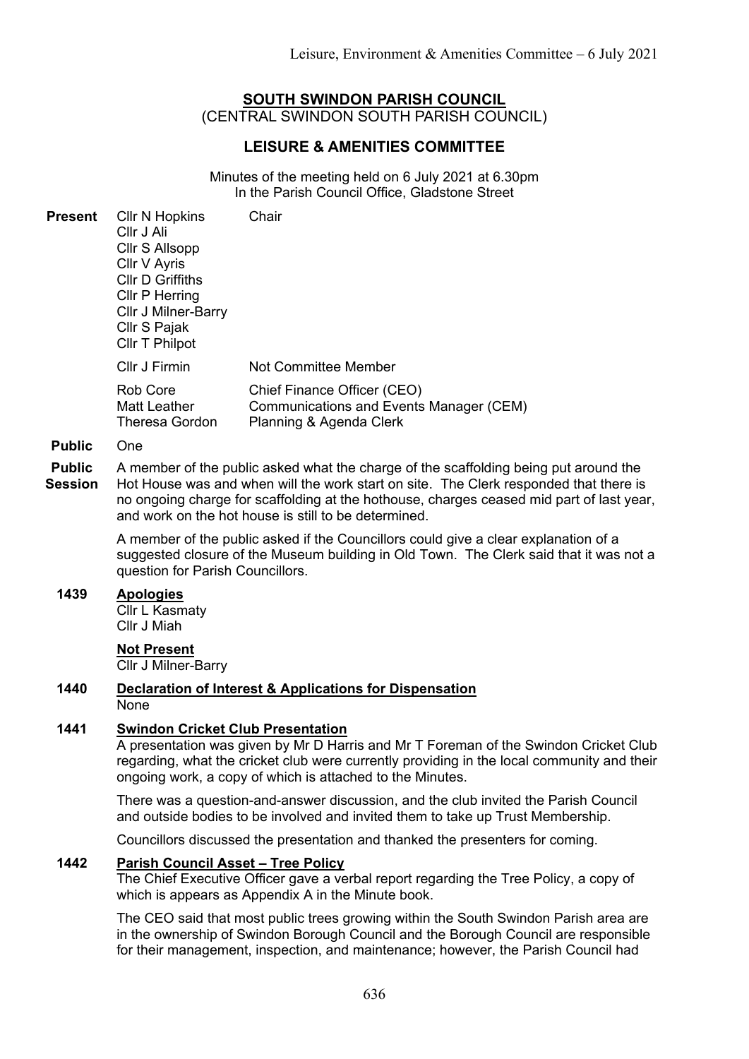# SOUTH SWINDON PARISH COUNCIL
(CENTRAL SWINDON SOUTH PARISH COUNCIL)

## LEISURE & AMENITIES COMMITTEE

Minutes of the meeting held on 6 July 2021 at 6.30pm
In the Parish Council Office, Gladstone Street

| | | |
|---|---|---|
| **Present** | Cllr N Hopkins | Chair |
| | Cllr J Ali | |
| | Cllr S Allsopp | |
| | Cllr V Ayris | |
| | Cllr D Griffiths | |
| | Cllr P Herring | |
| | Cllr J Milner-Barry | |
| | Cllr S Pajak | |
| | Cllr T Philpot | |
| | Cllr J Firmin | Not Committee Member |
| | Rob Core | Chief Finance Officer (CEO) |
| | Matt Leather | Communications and Events Manager (CEM) |
| | Theresa Gordon | Planning & Agenda Clerk |

**Public** One

**Public Session**

A member of the public asked what the charge of the scaffolding being put around the Hot House was and when will the work start on site. The Clerk responded that there is no ongoing charge for scaffolding at the hothouse, charges ceased mid part of last year, and work on the hot house is still to be determined.

A member of the public asked if the Councillors could give a clear explanation of a suggested closure of the Museum building in Old Town. The Clerk said that it was not a question for Parish Councillors.

**1439 Apologies**

Cllr L Kasmaty
Cllr J Miah

**Not Present**

Cllr J Milner-Barry

**1440 Declaration of Interest & Applications for Dispensation**

None

**1441 Swindon Cricket Club Presentation**

A presentation was given by Mr D Harris and Mr T Foreman of the Swindon Cricket Club regarding, what the cricket club were currently providing in the local community and their ongoing work, a copy of which is attached to the Minutes.

There was a question-and-answer discussion, and the club invited the Parish Council and outside bodies to be involved and invited them to take up Trust Membership.

Councillors discussed the presentation and thanked the presenters for coming.

**1442 Parish Council Asset – Tree Policy**

The Chief Executive Officer gave a verbal report regarding the Tree Policy, a copy of which is appears as Appendix A in the Minute book.

The CEO said that most public trees growing within the South Swindon Parish area are in the ownership of Swindon Borough Council and the Borough Council are responsible for their management, inspection, and maintenance; however, the Parish Council had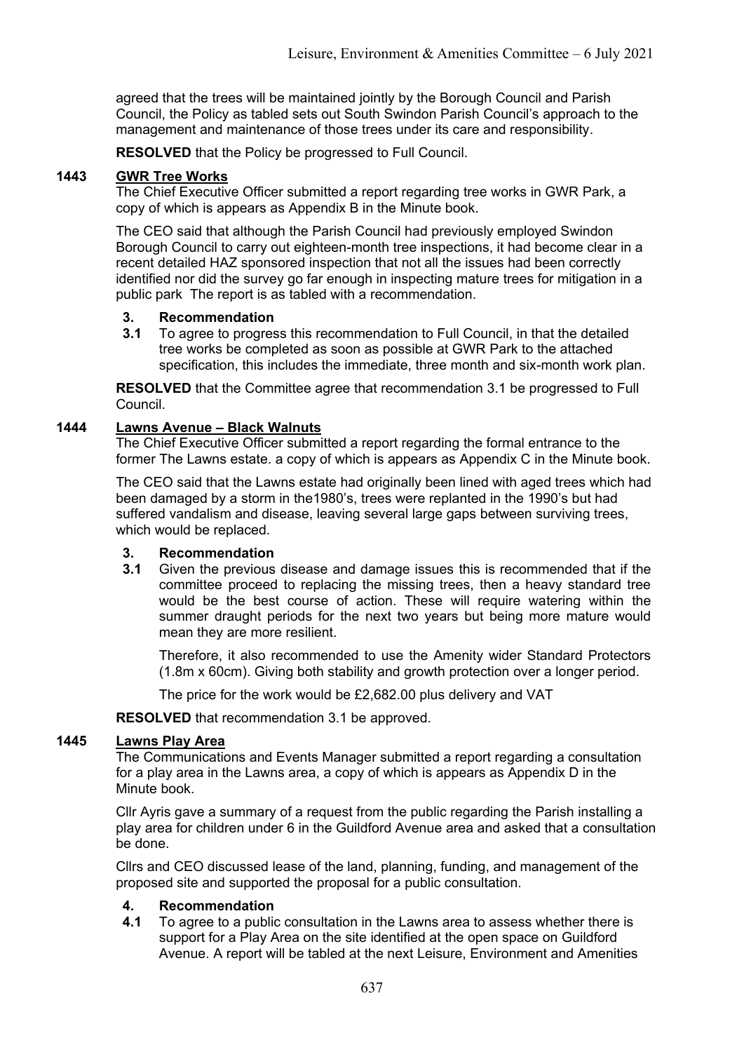agreed that the trees will be maintained jointly by the Borough Council and Parish Council, the Policy as tabled sets out South Swindon Parish Council's approach to the management and maintenance of those trees under its care and responsibility.

**RESOLVED** that the Policy be progressed to Full Council.

## 1443 GWR Tree Works

The Chief Executive Officer submitted a report regarding tree works in GWR Park, a copy of which is appears as Appendix B in the Minute book.

The CEO said that although the Parish Council had previously employed Swindon Borough Council to carry out eighteen-month tree inspections, it had become clear in a recent detailed HAZ sponsored inspection that not all the issues had been correctly identified nor did the survey go far enough in inspecting mature trees for mitigation in a public park The report is as tabled with a recommendation.

**3. Recommendation**

**3.1** To agree to progress this recommendation to Full Council, in that the detailed tree works be completed as soon as possible at GWR Park to the attached specification, this includes the immediate, three month and six-month work plan.

**RESOLVED** that the Committee agree that recommendation 3.1 be progressed to Full Council.

## 1444 Lawns Avenue – Black Walnuts

The Chief Executive Officer submitted a report regarding the formal entrance to the former The Lawns estate. a copy of which is appears as Appendix C in the Minute book.

The CEO said that the Lawns estate had originally been lined with aged trees which had been damaged by a storm in the1980's, trees were replanted in the 1990's but had suffered vandalism and disease, leaving several large gaps between surviving trees, which would be replaced.

**3. Recommendation**

**3.1** Given the previous disease and damage issues this is recommended that if the committee proceed to replacing the missing trees, then a heavy standard tree would be the best course of action. These will require watering within the summer draught periods for the next two years but being more mature would mean they are more resilient.

Therefore, it also recommended to use the Amenity wider Standard Protectors (1.8m x 60cm). Giving both stability and growth protection over a longer period.

The price for the work would be £2,682.00 plus delivery and VAT

**RESOLVED** that recommendation 3.1 be approved.

## 1445 Lawns Play Area

The Communications and Events Manager submitted a report regarding a consultation for a play area in the Lawns area, a copy of which is appears as Appendix D in the Minute book.

Cllr Ayris gave a summary of a request from the public regarding the Parish installing a play area for children under 6 in the Guildford Avenue area and asked that a consultation be done.

Cllrs and CEO discussed lease of the land, planning, funding, and management of the proposed site and supported the proposal for a public consultation.

**4. Recommendation**

**4.1** To agree to a public consultation in the Lawns area to assess whether there is support for a Play Area on the site identified at the open space on Guildford Avenue. A report will be tabled at the next Leisure, Environment and Amenities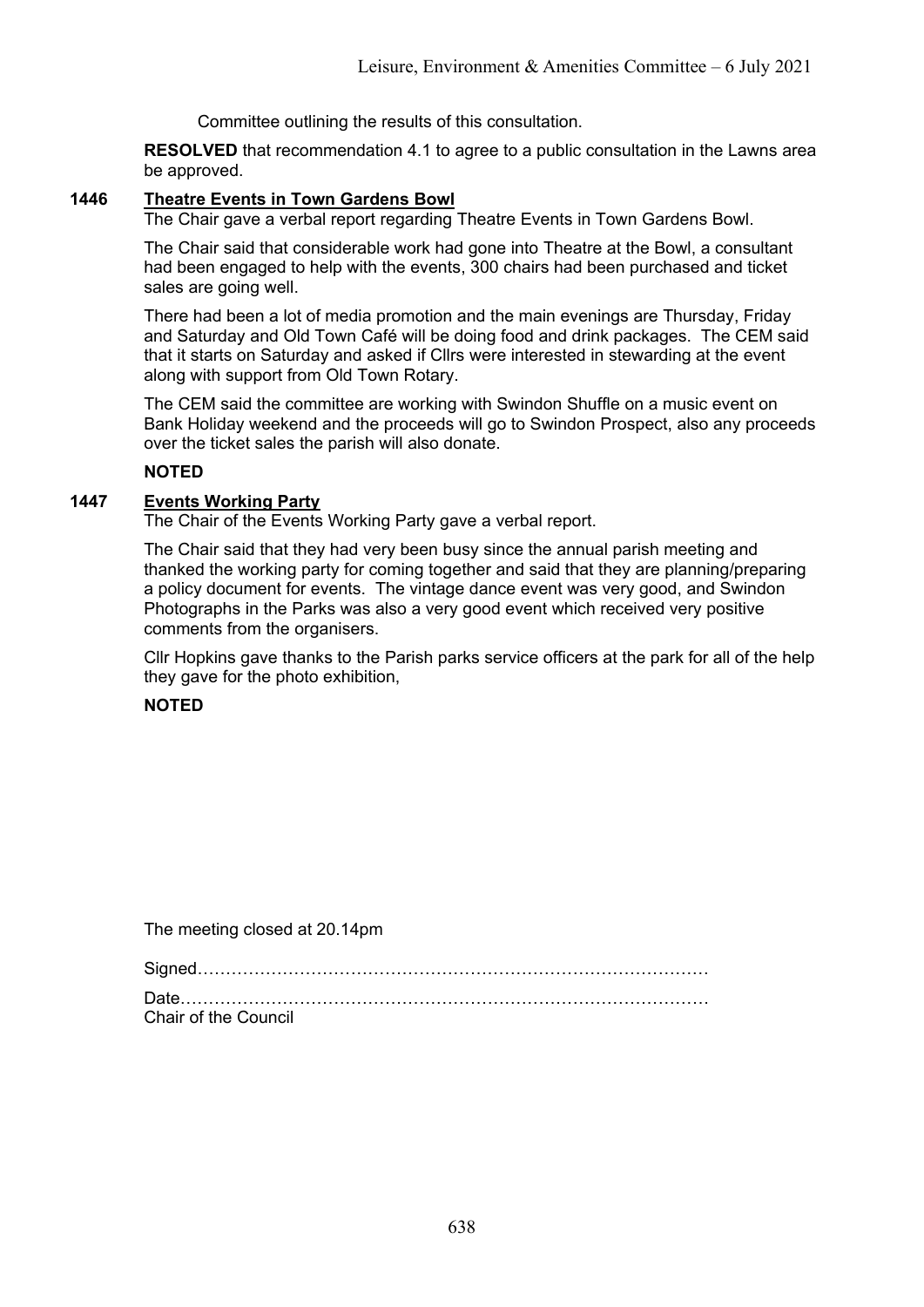Committee outlining the results of this consultation.

**RESOLVED** that recommendation 4.1 to agree to a public consultation in the Lawns area be approved.

## 1446 Theatre Events in Town Gardens Bowl

The Chair gave a verbal report regarding Theatre Events in Town Gardens Bowl.

The Chair said that considerable work had gone into Theatre at the Bowl, a consultant had been engaged to help with the events, 300 chairs had been purchased and ticket sales are going well.

There had been a lot of media promotion and the main evenings are Thursday, Friday and Saturday and Old Town Café will be doing food and drink packages. The CEM said that it starts on Saturday and asked if Cllrs were interested in stewarding at the event along with support from Old Town Rotary.

The CEM said the committee are working with Swindon Shuffle on a music event on Bank Holiday weekend and the proceeds will go to Swindon Prospect, also any proceeds over the ticket sales the parish will also donate.

**NOTED**

## 1447 Events Working Party

The Chair of the Events Working Party gave a verbal report.

The Chair said that they had very been busy since the annual parish meeting and thanked the working party for coming together and said that they are planning/preparing a policy document for events. The vintage dance event was very good, and Swindon Photographs in the Parks was also a very good event which received very positive comments from the organisers.

Cllr Hopkins gave thanks to the Parish parks service officers at the park for all of the help they gave for the photo exhibition,

**NOTED**

The meeting closed at 20.14pm

Signed………………………………………………………………………………

Date…………………………………………………………………………………
Chair of the Council